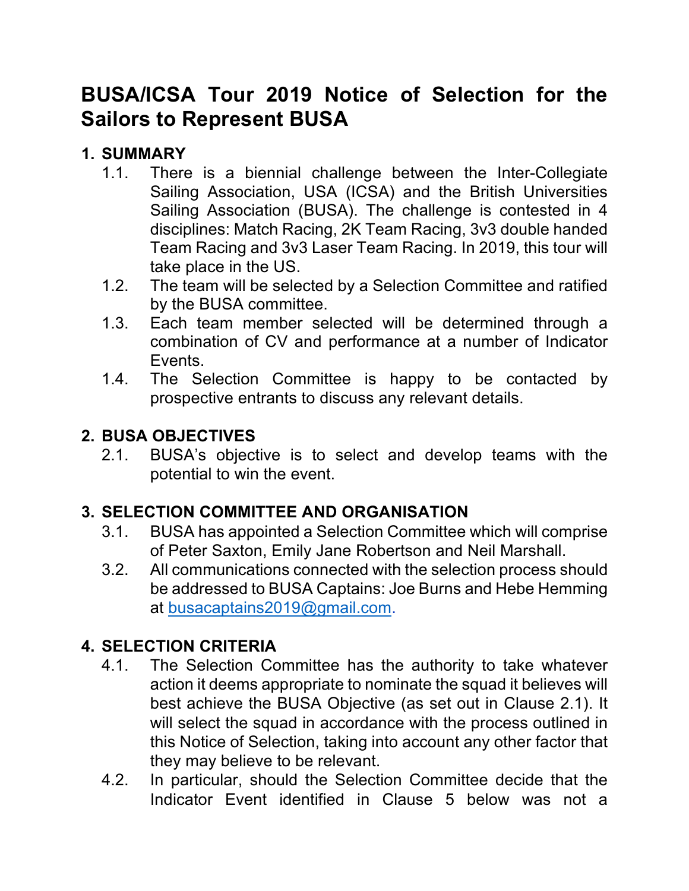# BUSA/ICSA Tour 2019 Notice of Selection for the Sailors to Represent BUSA

## 1. SUMMARY

1.1. There is a biennial challenge between the Inter-Collegiate Sailing Association, USA (ICSA) and the British Universities Sailing Association (BUSA). The challenge is contested in 4 disciplines: Match Racing, 2K Team Racing, 3v3 double handed Team Racing and 3v3 Laser Team Racing. In 2019, this tour will take place in the US.

1.2. The team will be selected by a Selection Committee and ratified by the BUSA committee.

1.3. Each team member selected will be determined through a combination of CV and performance at a number of Indicator Events.

1.4. The Selection Committee is happy to be contacted by prospective entrants to discuss any relevant details.

## 2. BUSA OBJECTIVES

2.1. BUSA's objective is to select and develop teams with the potential to win the event.

## 3. SELECTION COMMITTEE AND ORGANISATION

3.1. BUSA has appointed a Selection Committee which will comprise of Peter Saxton, Emily Jane Robertson and Neil Marshall.

3.2. All communications connected with the selection process should be addressed to BUSA Captains: Joe Burns and Hebe Hemming at busacaptains2019@gmail.com.

## 4. SELECTION CRITERIA

4.1. The Selection Committee has the authority to take whatever action it deems appropriate to nominate the squad it believes will best achieve the BUSA Objective (as set out in Clause 2.1). It will select the squad in accordance with the process outlined in this Notice of Selection, taking into account any other factor that they may believe to be relevant.

4.2. In particular, should the Selection Committee decide that the Indicator Event identified in Clause 5 below was not a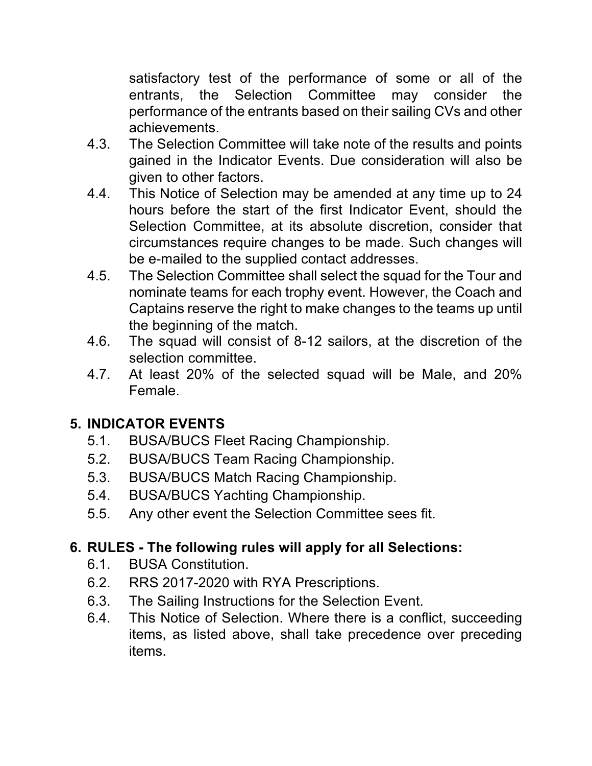satisfactory test of the performance of some or all of the entrants, the Selection Committee may consider the performance of the entrants based on their sailing CVs and other achievements.

4.3. The Selection Committee will take note of the results and points gained in the Indicator Events. Due consideration will also be given to other factors.

4.4. This Notice of Selection may be amended at any time up to 24 hours before the start of the first Indicator Event, should the Selection Committee, at its absolute discretion, consider that circumstances require changes to be made. Such changes will be e-mailed to the supplied contact addresses.

4.5. The Selection Committee shall select the squad for the Tour and nominate teams for each trophy event. However, the Coach and Captains reserve the right to make changes to the teams up until the beginning of the match.

4.6. The squad will consist of 8-12 sailors, at the discretion of the selection committee.

4.7. At least 20% of the selected squad will be Male, and 20% Female.

## 5. INDICATOR EVENTS

5.1. BUSA/BUCS Fleet Racing Championship.

5.2. BUSA/BUCS Team Racing Championship.

5.3. BUSA/BUCS Match Racing Championship.

5.4. BUSA/BUCS Yachting Championship.

5.5. Any other event the Selection Committee sees fit.

## 6. RULES - The following rules will apply for all Selections:

6.1. BUSA Constitution.

6.2. RRS 2017-2020 with RYA Prescriptions.

6.3. The Sailing Instructions for the Selection Event.

6.4. This Notice of Selection. Where there is a conflict, succeeding items, as listed above, shall take precedence over preceding items.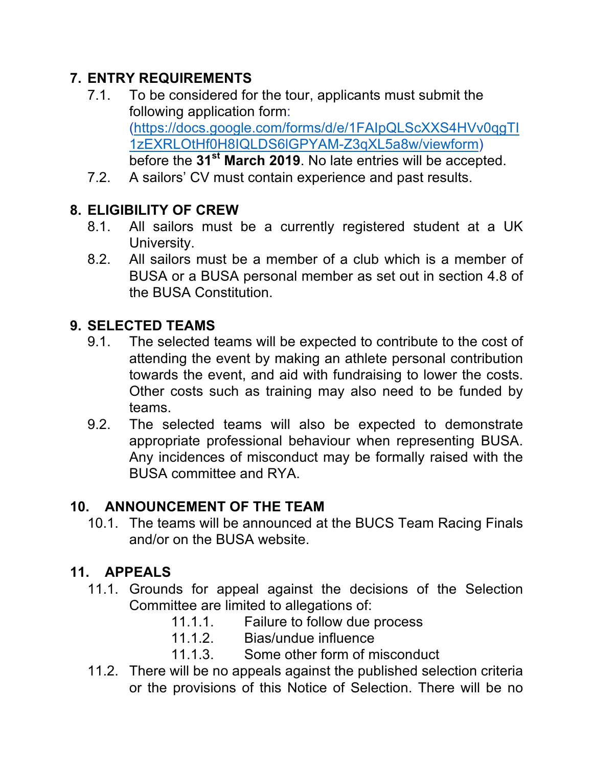## 7. ENTRY REQUIREMENTS

7.1. To be considered for the tour, applicants must submit the following application form: (https://docs.google.com/forms/d/e/1FAIpQLScXXS4HVv0qgTI1zEXRLOtHf0H8IQLDS6lGPYAM-Z3qXL5a8w/viewform) before the **31st March 2019**. No late entries will be accepted.

7.2. A sailors' CV must contain experience and past results.

## 8. ELIGIBILITY OF CREW

8.1. All sailors must be a currently registered student at a UK University.

8.2. All sailors must be a member of a club which is a member of BUSA or a BUSA personal member as set out in section 4.8 of the BUSA Constitution.

## 9. SELECTED TEAMS

9.1. The selected teams will be expected to contribute to the cost of attending the event by making an athlete personal contribution towards the event, and aid with fundraising to lower the costs. Other costs such as training may also need to be funded by teams.

9.2. The selected teams will also be expected to demonstrate appropriate professional behaviour when representing BUSA. Any incidences of misconduct may be formally raised with the BUSA committee and RYA.

## 10. ANNOUNCEMENT OF THE TEAM

10.1. The teams will be announced at the BUCS Team Racing Finals and/or on the BUSA website.

## 11. APPEALS

11.1. Grounds for appeal against the decisions of the Selection Committee are limited to allegations of:

- 11.1.1. Failure to follow due process
- 11.1.2. Bias/undue influence
- 11.1.3. Some other form of misconduct

11.2. There will be no appeals against the published selection criteria or the provisions of this Notice of Selection. There will be no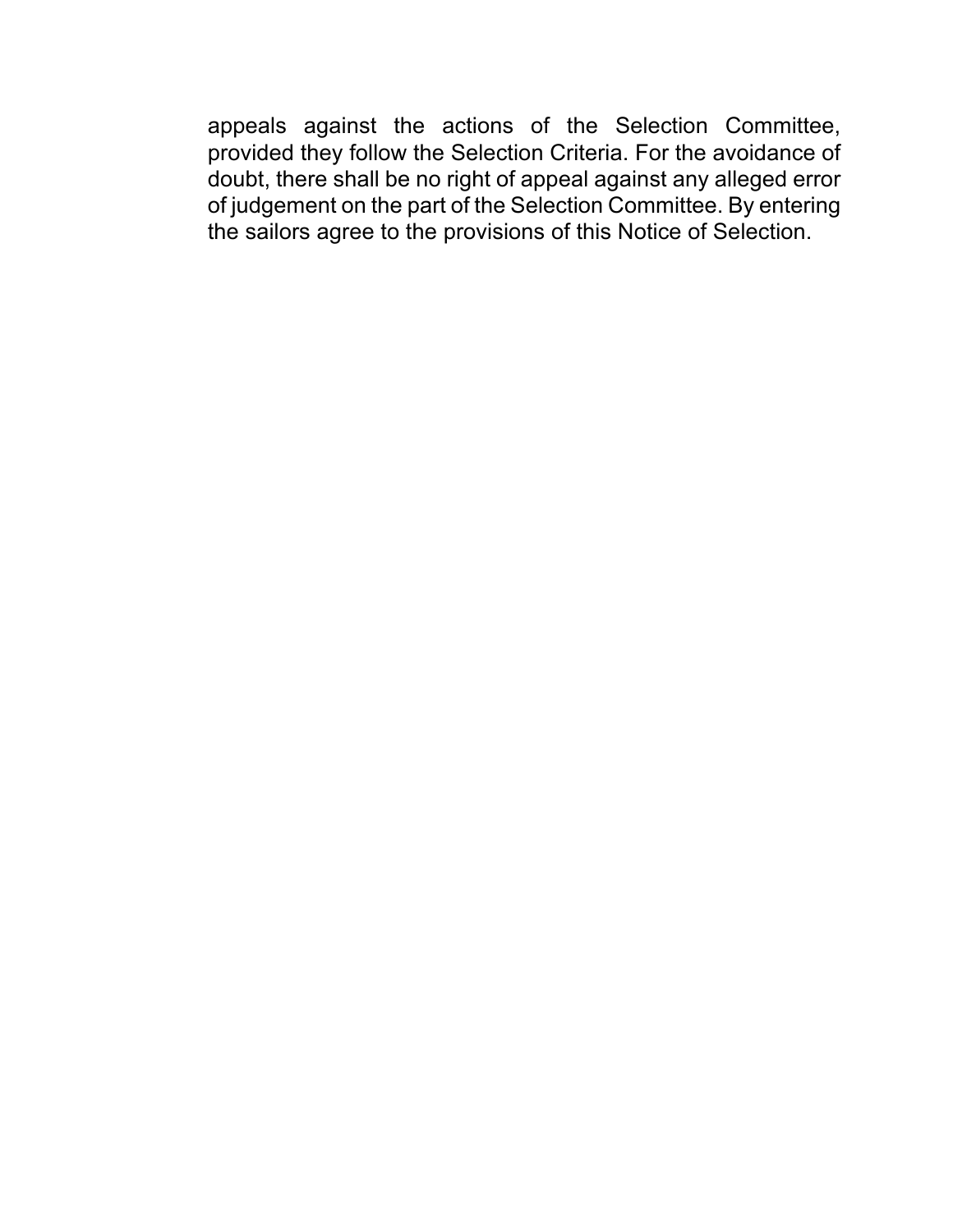appeals against the actions of the Selection Committee, provided they follow the Selection Criteria. For the avoidance of doubt, there shall be no right of appeal against any alleged error of judgement on the part of the Selection Committee. By entering the sailors agree to the provisions of this Notice of Selection.